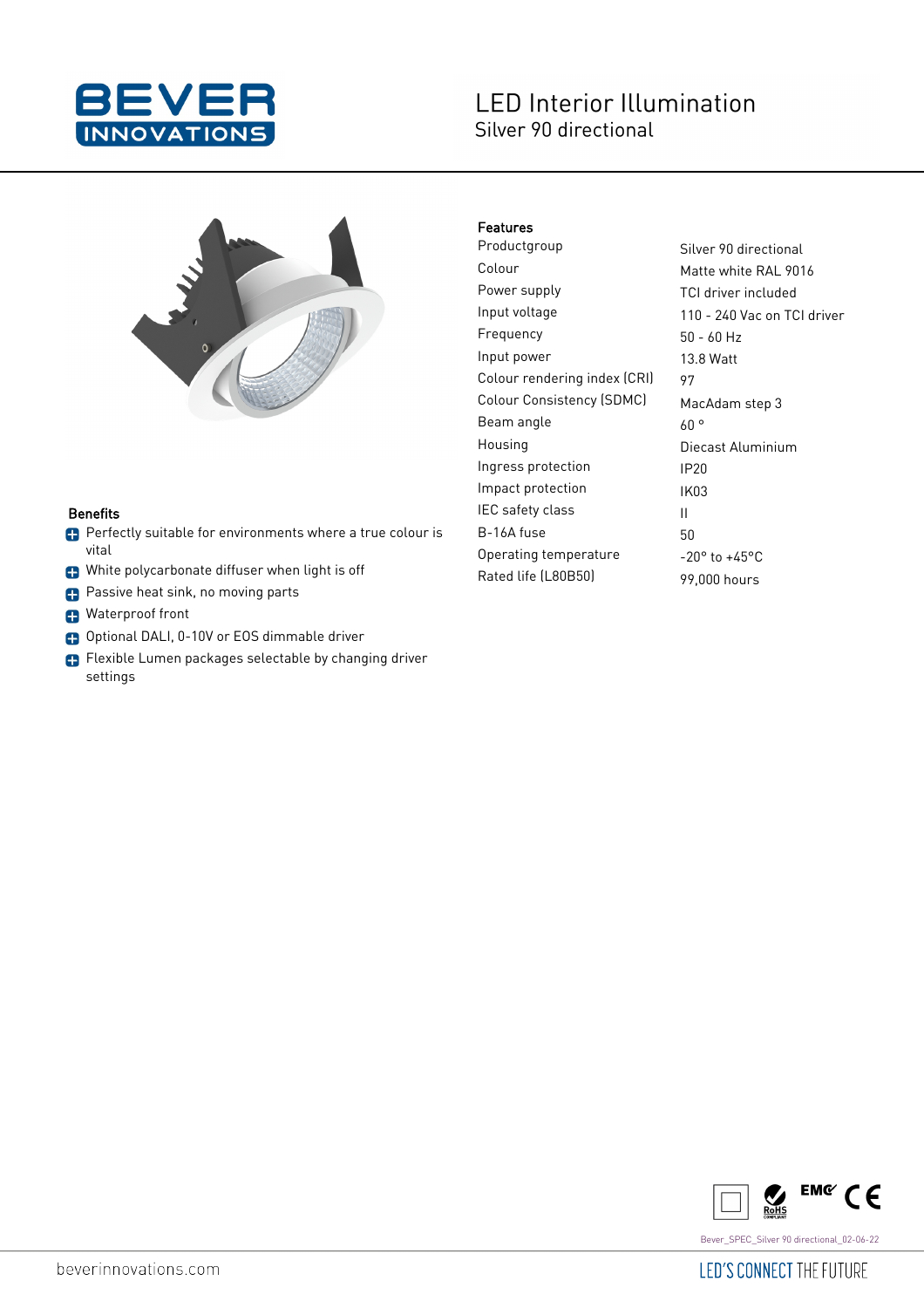# LED Interior Illumination

## Silver 90 directional

### Features

| Feature | Value |
|---|---|
| Productgroup | Silver 90 directional |
| Colour | Matte white RAL 9016 |
| Power supply | TCI driver included |
| Input voltage | 110 - 240 Vac on TCI driver |
| Frequency | 50 - 60 Hz |
| Input power | 13.8 Watt |
| Colour rendering index (CRI) | 97 |
| Colour Consistency (SDMC) | MacAdam step 3 |
| Beam angle | 60 ° |
| Housing | Diecast Aluminium |
| Ingress protection | IP20 |
| Impact protection | IK03 |
| IEC safety class | II |
| B-16A fuse | 50 |
| Operating temperature | -20° to +45°C |
| Rated life (L80B50) | 99,000 hours |

### Benefits

- Perfectly suitable for environments where a true colour is vital
- White polycarbonate diffuser when light is off
- Passive heat sink, no moving parts
- Waterproof front
- Optional DALI, 0-10V or EOS dimmable driver
- Flexible Lumen packages selectable by changing driver settings

Bever_SPEC_Silver 90 directional_02-06-22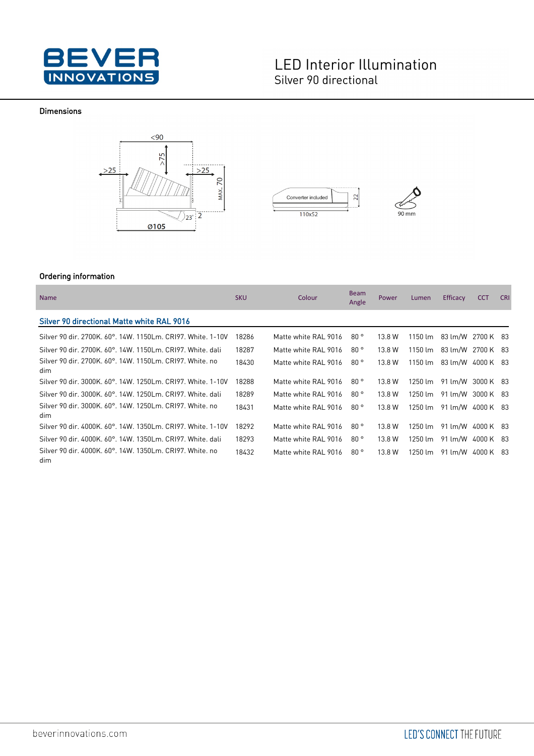# LED Interior Illumination
## Silver 90 directional

### Dimensions

### Ordering information

| Name | SKU | Colour | Beam Angle | Power | Lumen | Efficacy | CCT | CRI |
|---|---|---|---|---|---|---|---|---|
| **Silver 90 directional Matte white RAL 9016** | | | | | | | | |
| Silver 90 dir. 2700K. 60°. 14W. 1150Lm. CRI97. White. 1-10V | 18286 | Matte white RAL 9016 | 80 ° | 13.8 W | 1150 lm | 83 lm/W | 2700 K | 83 |
| Silver 90 dir. 2700K. 60°. 14W. 1150Lm. CRI97. White. dali | 18287 | Matte white RAL 9016 | 80 ° | 13.8 W | 1150 lm | 83 lm/W | 2700 K | 83 |
| Silver 90 dir. 2700K. 60°. 14W. 1150Lm. CRI97. White. no dim | 18430 | Matte white RAL 9016 | 80 ° | 13.8 W | 1150 lm | 83 lm/W | 4000 K | 83 |
| Silver 90 dir. 3000K. 60°. 14W. 1250Lm. CRI97. White. 1-10V | 18288 | Matte white RAL 9016 | 80 ° | 13.8 W | 1250 lm | 91 lm/W | 3000 K | 83 |
| Silver 90 dir. 3000K. 60°. 14W. 1250Lm. CRI97. White. dali | 18289 | Matte white RAL 9016 | 80 ° | 13.8 W | 1250 lm | 91 lm/W | 3000 K | 83 |
| Silver 90 dir. 3000K. 60°. 14W. 1250Lm. CRI97. White. no dim | 18431 | Matte white RAL 9016 | 80 ° | 13.8 W | 1250 lm | 91 lm/W | 4000 K | 83 |
| Silver 90 dir. 4000K. 60°. 14W. 1350Lm. CRI97. White. 1-10V | 18292 | Matte white RAL 9016 | 80 ° | 13.8 W | 1250 lm | 91 lm/W | 4000 K | 83 |
| Silver 90 dir. 4000K. 60°. 14W. 1350Lm. CRI97. White. dali | 18293 | Matte white RAL 9016 | 80 ° | 13.8 W | 1250 lm | 91 lm/W | 4000 K | 83 |
| Silver 90 dir. 4000K. 60°. 14W. 1350Lm. CRI97. White. no dim | 18432 | Matte white RAL 9016 | 80 ° | 13.8 W | 1250 lm | 91 lm/W | 4000 K | 83 |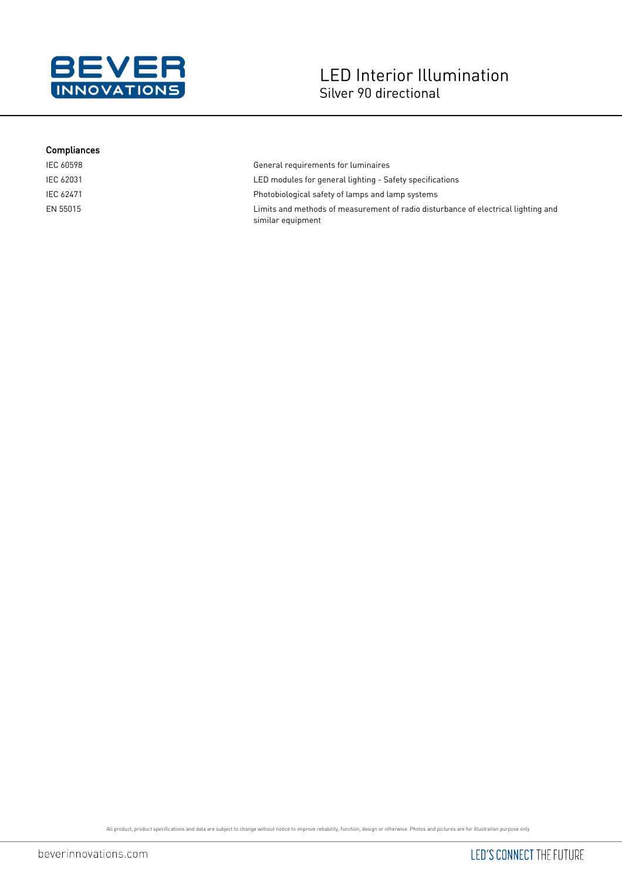## Compliances

| | |
|---|---|
| IEC 60598 | General requirements for luminaires |
| IEC 62031 | LED modules for general lighting - Safety specifications |
| IEC 62471 | Photobiological safety of lamps and lamp systems |
| EN 55015 | Limits and methods of measurement of radio disturbance of electrical lighting and similar equipment |

All product, product specifications and data are subject to change without notice to improve reliability, function, design or otherwise. Photos and pictures are for illustration purpose only